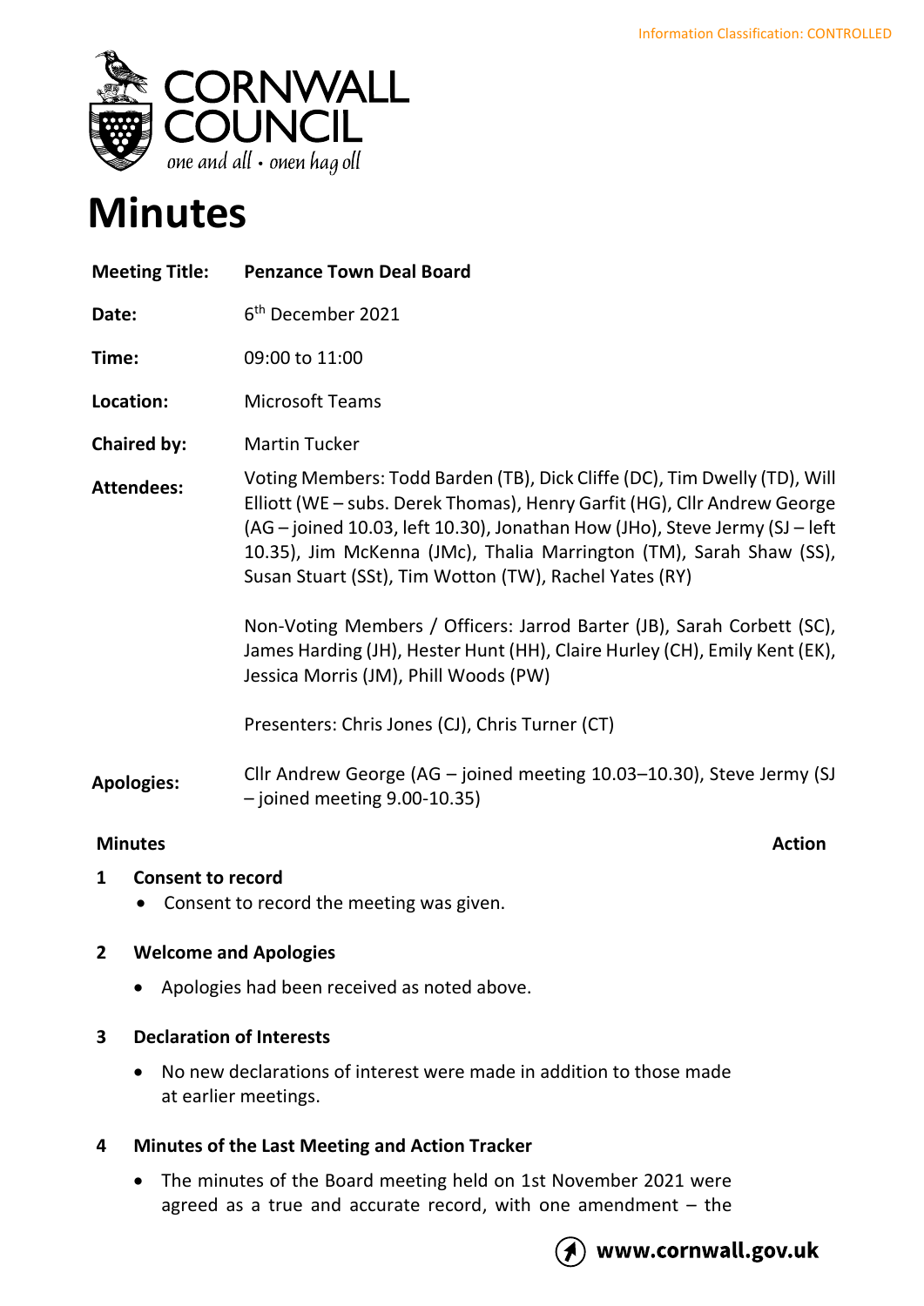Information Classification: CONTROLLED

# Minutes

| | |
|---|---|
| **Meeting Title:** | **Penzance Town Deal Board** |
| **Date:** | 6th December 2021 |
| **Time:** | 09:00 to 11:00 |
| **Location:** | Microsoft Teams |
| **Chaired by:** | Martin Tucker |
| **Attendees:** | Voting Members: Todd Barden (TB), Dick Cliffe (DC), Tim Dwelly (TD), Will Elliott (WE – subs. Derek Thomas), Henry Garfit (HG), Cllr Andrew George (AG – joined 10.03, left 10.30), Jonathan How (JHo), Steve Jermy (SJ – left 10.35), Jim McKenna (JMc), Thalia Marrington (TM), Sarah Shaw (SS), Susan Stuart (SSt), Tim Wotton (TW), Rachel Yates (RY)<br><br>Non-Voting Members / Officers: Jarrod Barter (JB), Sarah Corbett (SC), James Harding (JH), Hester Hunt (HH), Claire Hurley (CH), Emily Kent (EK), Jessica Morris (JM), Phill Woods (PW)<br><br>Presenters: Chris Jones (CJ), Chris Turner (CT) |
| **Apologies:** | Cllr Andrew George (AG – joined meeting 10.03–10.30), Steve Jermy (SJ – joined meeting 9.00-10.35) |

**Minutes** **Action**

**1 Consent to record**

- Consent to record the meeting was given.

**2 Welcome and Apologies**

- Apologies had been received as noted above.

**3 Declaration of Interests**

- No new declarations of interest were made in addition to those made at earlier meetings.

**4 Minutes of the Last Meeting and Action Tracker**

- The minutes of the Board meeting held on 1st November 2021 were agreed as a true and accurate record, with one amendment – the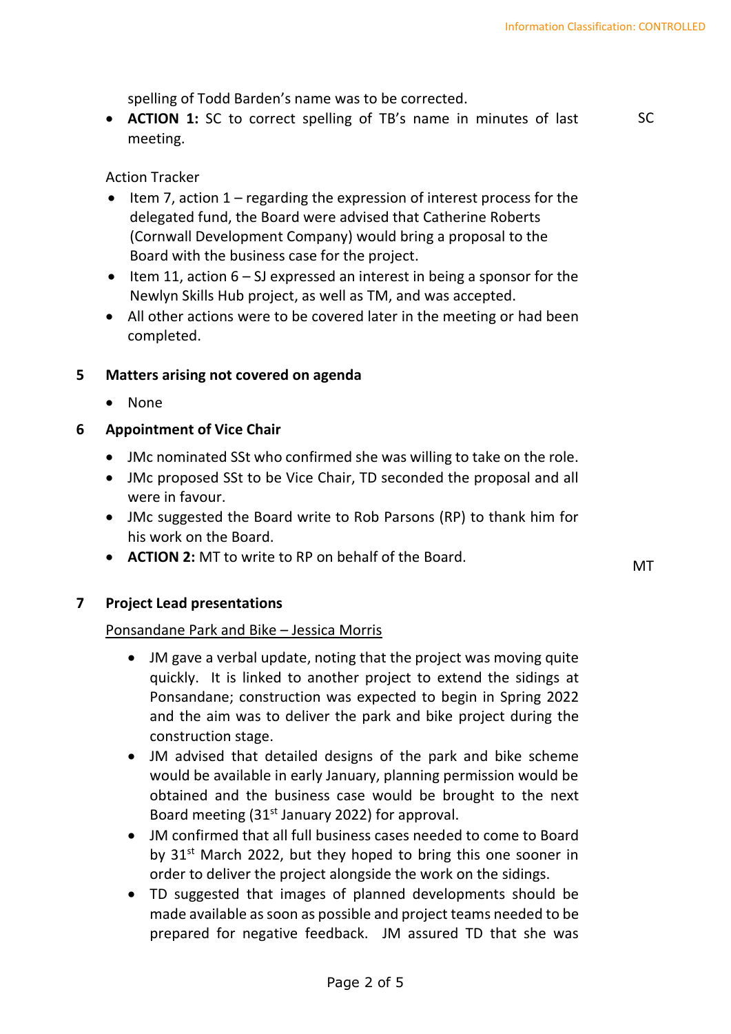spelling of Todd Barden's name was to be corrected.

- **ACTION 1:** SC to correct spelling of TB's name in minutes of last meeting. SC

Action Tracker

- Item 7, action 1 – regarding the expression of interest process for the delegated fund, the Board were advised that Catherine Roberts (Cornwall Development Company) would bring a proposal to the Board with the business case for the project.
- Item 11, action 6 – SJ expressed an interest in being a sponsor for the Newlyn Skills Hub project, as well as TM, and was accepted.
- All other actions were to be covered later in the meeting or had been completed.

## 5 Matters arising not covered on agenda

- None

## 6 Appointment of Vice Chair

- JMc nominated SSt who confirmed she was willing to take on the role.
- JMc proposed SSt to be Vice Chair, TD seconded the proposal and all were in favour.
- JMc suggested the Board write to Rob Parsons (RP) to thank him for his work on the Board.
- **ACTION 2:** MT to write to RP on behalf of the Board. MT

## 7 Project Lead presentations

<u>Ponsandane Park and Bike – Jessica Morris</u>

- JM gave a verbal update, noting that the project was moving quite quickly. It is linked to another project to extend the sidings at Ponsandane; construction was expected to begin in Spring 2022 and the aim was to deliver the park and bike project during the construction stage.
- JM advised that detailed designs of the park and bike scheme would be available in early January, planning permission would be obtained and the business case would be brought to the next Board meeting (31st January 2022) for approval.
- JM confirmed that all full business cases needed to come to Board by 31st March 2022, but they hoped to bring this one sooner in order to deliver the project alongside the work on the sidings.
- TD suggested that images of planned developments should be made available as soon as possible and project teams needed to be prepared for negative feedback. JM assured TD that she was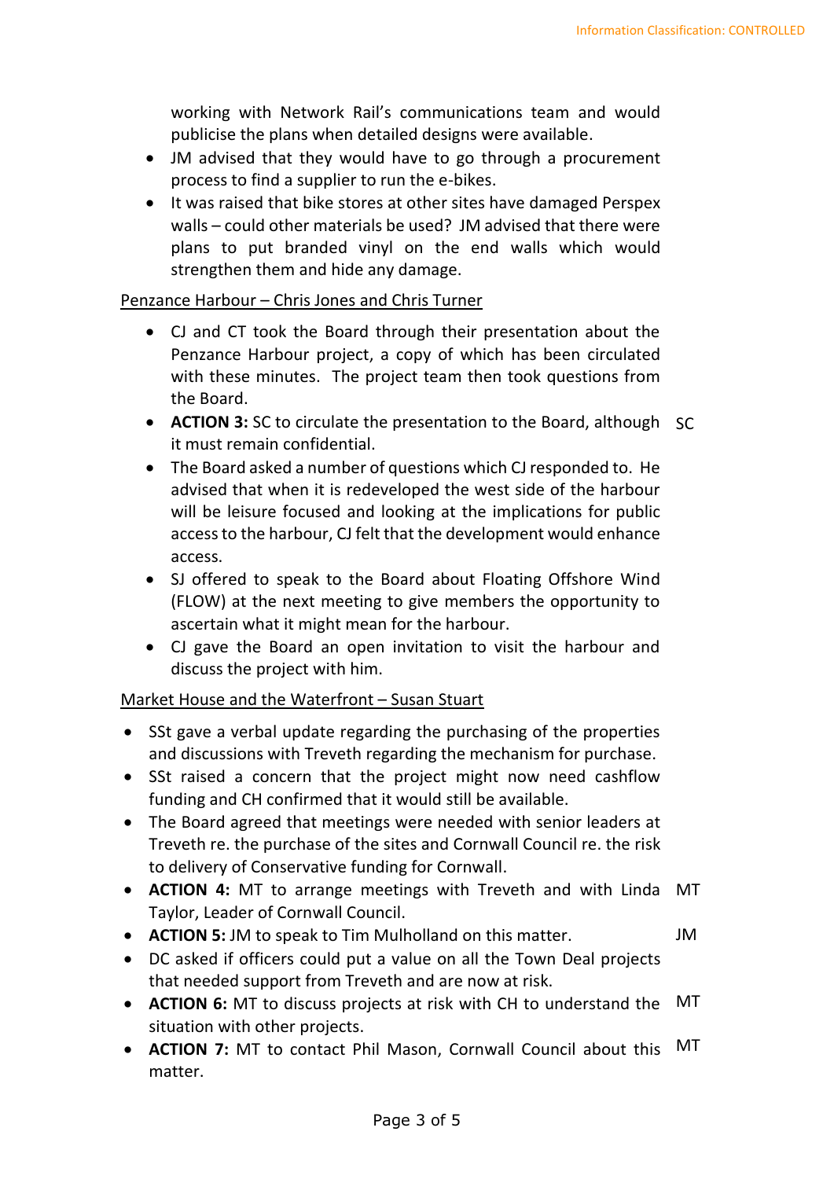working with Network Rail's communications team and would publicise the plans when detailed designs were available.

- JM advised that they would have to go through a procurement process to find a supplier to run the e-bikes.
- It was raised that bike stores at other sites have damaged Perspex walls – could other materials be used? JM advised that there were plans to put branded vinyl on the end walls which would strengthen them and hide any damage.

Penzance Harbour – Chris Jones and Chris Turner

- CJ and CT took the Board through their presentation about the Penzance Harbour project, a copy of which has been circulated with these minutes. The project team then took questions from the Board.
- **ACTION 3:** SC to circulate the presentation to the Board, although it must remain confidential. SC
- The Board asked a number of questions which CJ responded to. He advised that when it is redeveloped the west side of the harbour will be leisure focused and looking at the implications for public access to the harbour, CJ felt that the development would enhance access.
- SJ offered to speak to the Board about Floating Offshore Wind (FLOW) at the next meeting to give members the opportunity to ascertain what it might mean for the harbour.
- CJ gave the Board an open invitation to visit the harbour and discuss the project with him.

Market House and the Waterfront – Susan Stuart

- SSt gave a verbal update regarding the purchasing of the properties and discussions with Treveth regarding the mechanism for purchase.
- SSt raised a concern that the project might now need cashflow funding and CH confirmed that it would still be available.
- The Board agreed that meetings were needed with senior leaders at Treveth re. the purchase of the sites and Cornwall Council re. the risk to delivery of Conservative funding for Cornwall.
- **ACTION 4:** MT to arrange meetings with Treveth and with Linda Taylor, Leader of Cornwall Council. MT
- **ACTION 5:** JM to speak to Tim Mulholland on this matter. JM
- DC asked if officers could put a value on all the Town Deal projects that needed support from Treveth and are now at risk.
- **ACTION 6:** MT to discuss projects at risk with CH to understand the situation with other projects. MT
- **ACTION 7:** MT to contact Phil Mason, Cornwall Council about this matter. MT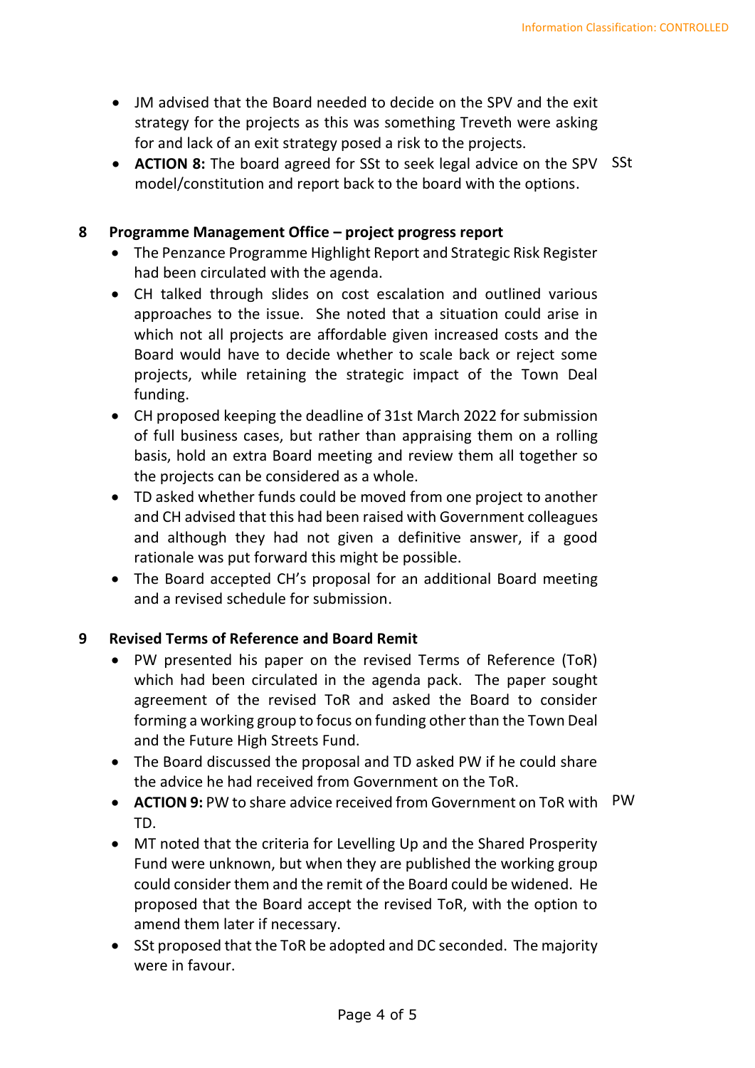- JM advised that the Board needed to decide on the SPV and the exit strategy for the projects as this was something Treveth were asking for and lack of an exit strategy posed a risk to the projects.
- **ACTION 8:** The board agreed for SSt to seek legal advice on the SPV model/constitution and report back to the board with the options. SSt

## 8 Programme Management Office – project progress report

- The Penzance Programme Highlight Report and Strategic Risk Register had been circulated with the agenda.
- CH talked through slides on cost escalation and outlined various approaches to the issue. She noted that a situation could arise in which not all projects are affordable given increased costs and the Board would have to decide whether to scale back or reject some projects, while retaining the strategic impact of the Town Deal funding.
- CH proposed keeping the deadline of 31st March 2022 for submission of full business cases, but rather than appraising them on a rolling basis, hold an extra Board meeting and review them all together so the projects can be considered as a whole.
- TD asked whether funds could be moved from one project to another and CH advised that this had been raised with Government colleagues and although they had not given a definitive answer, if a good rationale was put forward this might be possible.
- The Board accepted CH's proposal for an additional Board meeting and a revised schedule for submission.

## 9 Revised Terms of Reference and Board Remit

- PW presented his paper on the revised Terms of Reference (ToR) which had been circulated in the agenda pack. The paper sought agreement of the revised ToR and asked the Board to consider forming a working group to focus on funding other than the Town Deal and the Future High Streets Fund.
- The Board discussed the proposal and TD asked PW if he could share the advice he had received from Government on the ToR.
- **ACTION 9:** PW to share advice received from Government on ToR with TD. PW
- MT noted that the criteria for Levelling Up and the Shared Prosperity Fund were unknown, but when they are published the working group could consider them and the remit of the Board could be widened. He proposed that the Board accept the revised ToR, with the option to amend them later if necessary.
- SSt proposed that the ToR be adopted and DC seconded. The majority were in favour.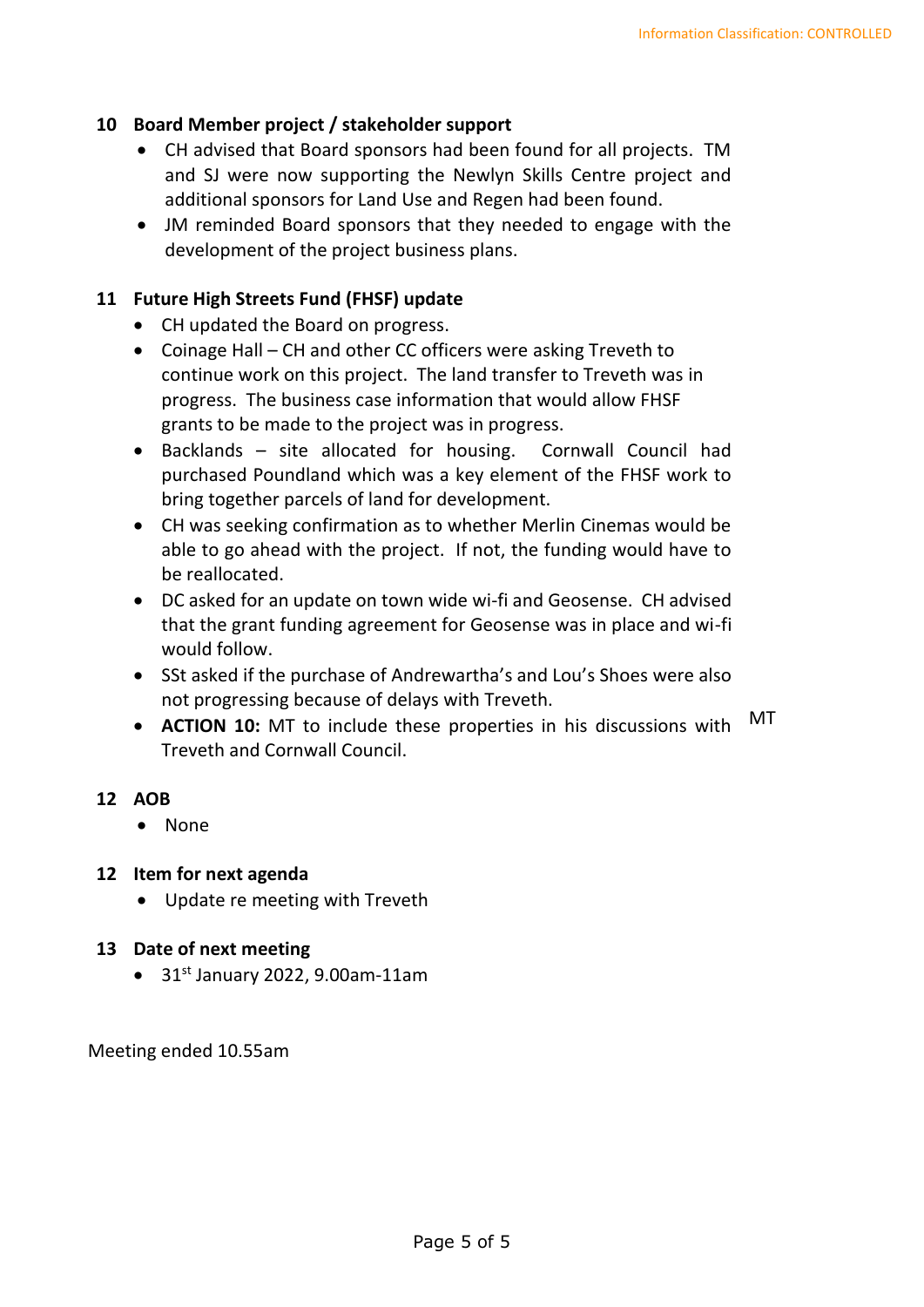## 10 Board Member project / stakeholder support

- CH advised that Board sponsors had been found for all projects. TM and SJ were now supporting the Newlyn Skills Centre project and additional sponsors for Land Use and Regen had been found.
- JM reminded Board sponsors that they needed to engage with the development of the project business plans.

## 11 Future High Streets Fund (FHSF) update

- CH updated the Board on progress.
- Coinage Hall – CH and other CC officers were asking Treveth to continue work on this project. The land transfer to Treveth was in progress. The business case information that would allow FHSF grants to be made to the project was in progress.
- Backlands – site allocated for housing. Cornwall Council had purchased Poundland which was a key element of the FHSF work to bring together parcels of land for development.
- CH was seeking confirmation as to whether Merlin Cinemas would be able to go ahead with the project. If not, the funding would have to be reallocated.
- DC asked for an update on town wide wi-fi and Geosense. CH advised that the grant funding agreement for Geosense was in place and wi-fi would follow.
- SSt asked if the purchase of Andrewartha's and Lou's Shoes were also not progressing because of delays with Treveth.
- **ACTION 10:** MT to include these properties in his discussions with Treveth and Cornwall Council. — MT

## 12 AOB

- None

## 12 Item for next agenda

- Update re meeting with Treveth

## 13 Date of next meeting

- 31st January 2022, 9.00am-11am

Meeting ended 10.55am